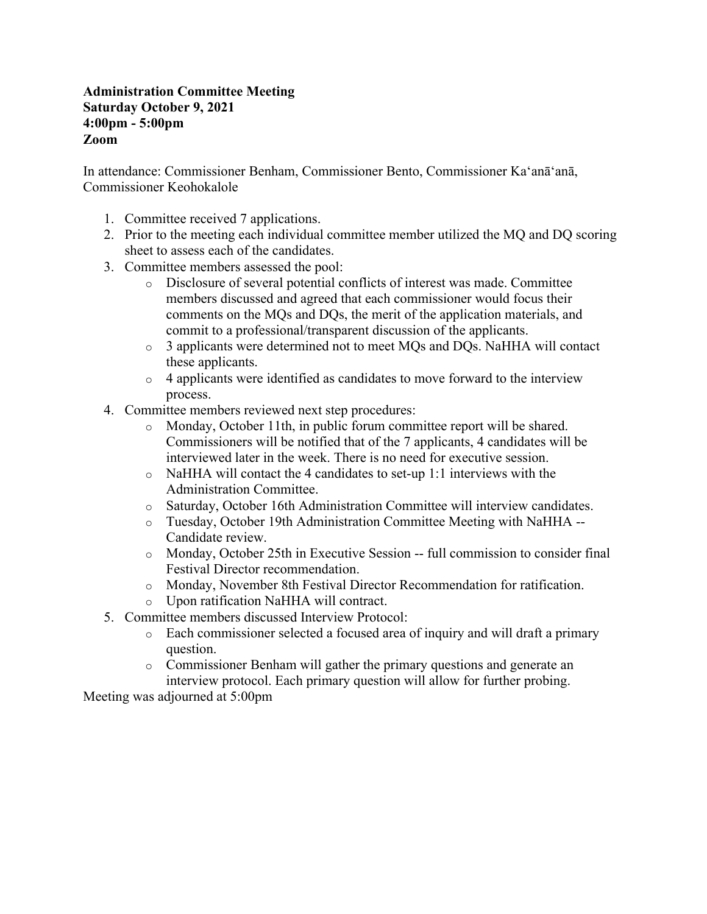**Administration Committee Meeting**
**Saturday October 9, 2021**
**4:00pm - 5:00pm**
**Zoom**

In attendance: Commissioner Benham, Commissioner Bento, Commissioner Kaʻanāʻanā, Commissioner Keohokalole

1. Committee received 7 applications.
2. Prior to the meeting each individual committee member utilized the MQ and DQ scoring sheet to assess each of the candidates.
3. Committee members assessed the pool:
   - Disclosure of several potential conflicts of interest was made. Committee members discussed and agreed that each commissioner would focus their comments on the MQs and DQs, the merit of the application materials, and commit to a professional/transparent discussion of the applicants.
   - 3 applicants were determined not to meet MQs and DQs. NaHHA will contact these applicants.
   - 4 applicants were identified as candidates to move forward to the interview process.
4. Committee members reviewed next step procedures:
   - Monday, October 11th, in public forum committee report will be shared. Commissioners will be notified that of the 7 applicants, 4 candidates will be interviewed later in the week. There is no need for executive session.
   - NaHHA will contact the 4 candidates to set-up 1:1 interviews with the Administration Committee.
   - Saturday, October 16th Administration Committee will interview candidates.
   - Tuesday, October 19th Administration Committee Meeting with NaHHA -- Candidate review.
   - Monday, October 25th in Executive Session -- full commission to consider final Festival Director recommendation.
   - Monday, November 8th Festival Director Recommendation for ratification.
   - Upon ratification NaHHA will contract.
5. Committee members discussed Interview Protocol:
   - Each commissioner selected a focused area of inquiry and will draft a primary question.
   - Commissioner Benham will gather the primary questions and generate an interview protocol. Each primary question will allow for further probing.

Meeting was adjourned at 5:00pm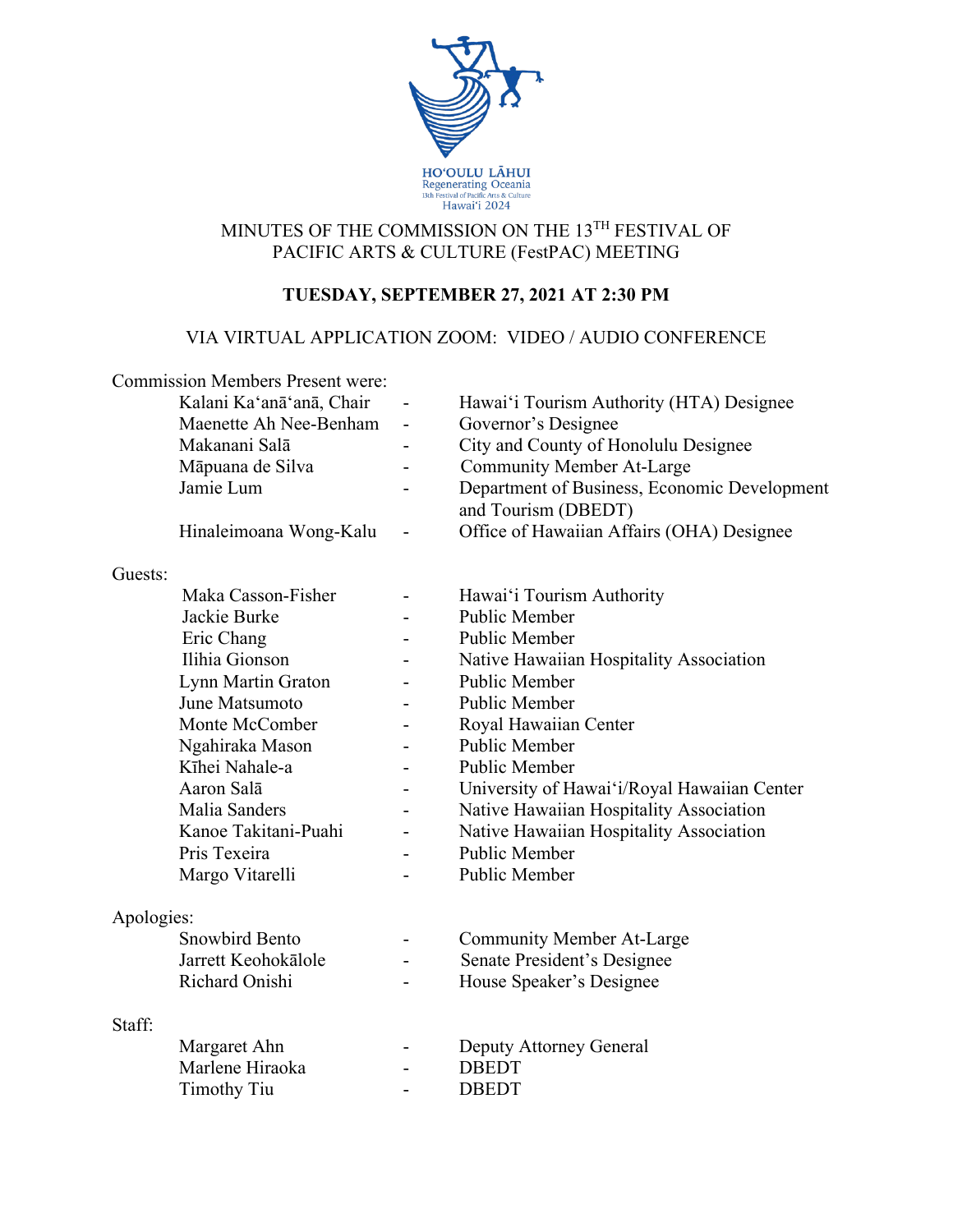# MINUTES OF THE COMMISSION ON THE 13TH FESTIVAL OF PACIFIC ARTS & CULTURE (FestPAC) MEETING

**TUESDAY, SEPTEMBER 27, 2021 AT 2:30 PM**

VIA VIRTUAL APPLICATION ZOOM: VIDEO / AUDIO CONFERENCE

Commission Members Present were:

| | | |
|---|---|---|
| Kalani Ka'anā'anā, Chair | - | Hawai'i Tourism Authority (HTA) Designee |
| Maenette Ah Nee-Benham | - | Governor's Designee |
| Makanani Salā | - | City and County of Honolulu Designee |
| Māpuana de Silva | - | Community Member At-Large |
| Jamie Lum | - | Department of Business, Economic Development and Tourism (DBEDT) |
| Hinaleimoana Wong-Kalu | - | Office of Hawaiian Affairs (OHA) Designee |

Guests:

| | | |
|---|---|---|
| Maka Casson-Fisher | - | Hawai'i Tourism Authority |
| Jackie Burke | - | Public Member |
| Eric Chang | - | Public Member |
| Ilihia Gionson | - | Native Hawaiian Hospitality Association |
| Lynn Martin Graton | - | Public Member |
| June Matsumoto | - | Public Member |
| Monte McComber | - | Royal Hawaiian Center |
| Ngahiraka Mason | - | Public Member |
| Kīhei Nahale-a | - | Public Member |
| Aaron Salā | - | University of Hawai'i/Royal Hawaiian Center |
| Malia Sanders | - | Native Hawaiian Hospitality Association |
| Kanoe Takitani-Puahi | - | Native Hawaiian Hospitality Association |
| Pris Texeira | - | Public Member |
| Margo Vitarelli | - | Public Member |

Apologies:

| | | |
|---|---|---|
| Snowbird Bento | - | Community Member At-Large |
| Jarrett Keohokālole | - | Senate President's Designee |
| Richard Onishi | - | House Speaker's Designee |

Staff:

| | | |
|---|---|---|
| Margaret Ahn | - | Deputy Attorney General |
| Marlene Hiraoka | - | DBEDT |
| Timothy Tiu | - | DBEDT |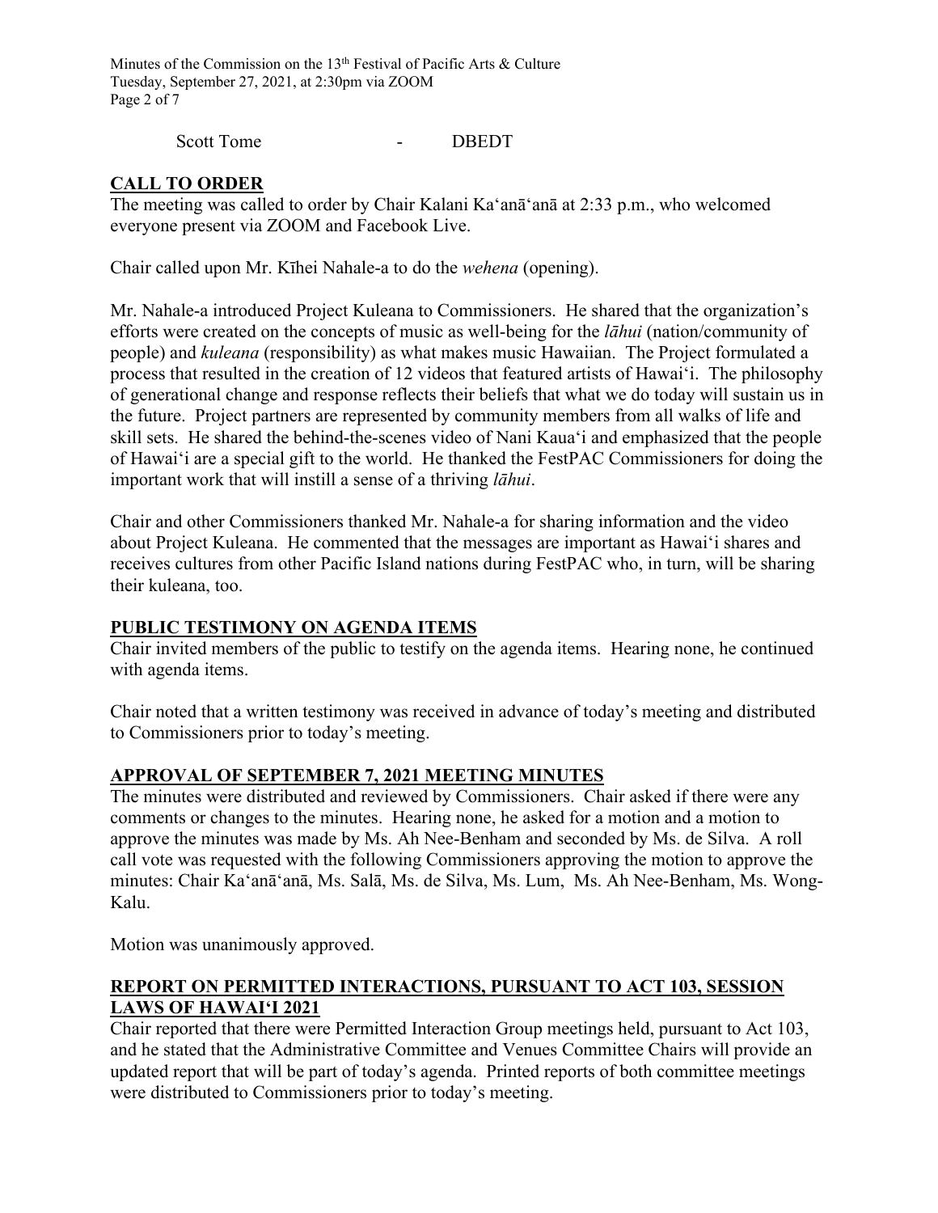Scott Tome - DBEDT

## CALL TO ORDER

The meeting was called to order by Chair Kalani Kaʻanāʻanā at 2:33 p.m., who welcomed everyone present via ZOOM and Facebook Live.

Chair called upon Mr. Kīhei Nahale-a to do the *wehena* (opening).

Mr. Nahale-a introduced Project Kuleana to Commissioners. He shared that the organization's efforts were created on the concepts of music as well-being for the *lāhui* (nation/community of people) and *kuleana* (responsibility) as what makes music Hawaiian. The Project formulated a process that resulted in the creation of 12 videos that featured artists of Hawaiʻi. The philosophy of generational change and response reflects their beliefs that what we do today will sustain us in the future. Project partners are represented by community members from all walks of life and skill sets. He shared the behind-the-scenes video of Nani Kauaʻi and emphasized that the people of Hawaiʻi are a special gift to the world. He thanked the FestPAC Commissioners for doing the important work that will instill a sense of a thriving *lāhui*.

Chair and other Commissioners thanked Mr. Nahale-a for sharing information and the video about Project Kuleana. He commented that the messages are important as Hawaiʻi shares and receives cultures from other Pacific Island nations during FestPAC who, in turn, will be sharing their kuleana, too.

## PUBLIC TESTIMONY ON AGENDA ITEMS

Chair invited members of the public to testify on the agenda items. Hearing none, he continued with agenda items.

Chair noted that a written testimony was received in advance of today's meeting and distributed to Commissioners prior to today's meeting.

## APPROVAL OF SEPTEMBER 7, 2021 MEETING MINUTES

The minutes were distributed and reviewed by Commissioners. Chair asked if there were any comments or changes to the minutes. Hearing none, he asked for a motion and a motion to approve the minutes was made by Ms. Ah Nee-Benham and seconded by Ms. de Silva. A roll call vote was requested with the following Commissioners approving the motion to approve the minutes: Chair Kaʻanāʻanā, Ms. Salā, Ms. de Silva, Ms. Lum, Ms. Ah Nee-Benham, Ms. Wong-Kalu.

Motion was unanimously approved.

## REPORT ON PERMITTED INTERACTIONS, PURSUANT TO ACT 103, SESSION LAWS OF HAWAIʻI 2021

Chair reported that there were Permitted Interaction Group meetings held, pursuant to Act 103, and he stated that the Administrative Committee and Venues Committee Chairs will provide an updated report that will be part of today's agenda. Printed reports of both committee meetings were distributed to Commissioners prior to today's meeting.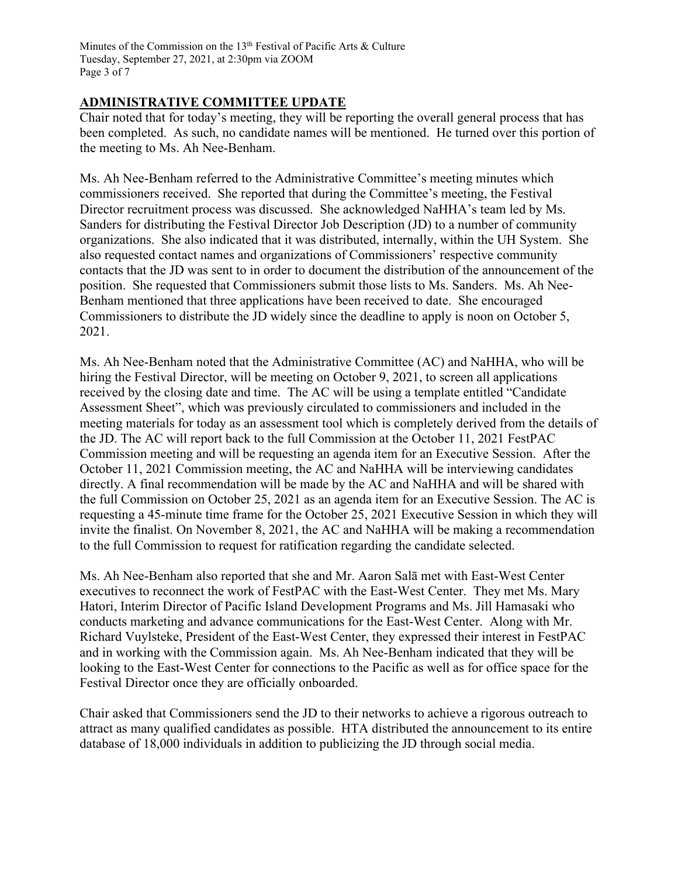## ADMINISTRATIVE COMMITTEE UPDATE

Chair noted that for today's meeting, they will be reporting the overall general process that has been completed. As such, no candidate names will be mentioned. He turned over this portion of the meeting to Ms. Ah Nee-Benham.

Ms. Ah Nee-Benham referred to the Administrative Committee's meeting minutes which commissioners received. She reported that during the Committee's meeting, the Festival Director recruitment process was discussed. She acknowledged NaHHA's team led by Ms. Sanders for distributing the Festival Director Job Description (JD) to a number of community organizations. She also indicated that it was distributed, internally, within the UH System. She also requested contact names and organizations of Commissioners' respective community contacts that the JD was sent to in order to document the distribution of the announcement of the position. She requested that Commissioners submit those lists to Ms. Sanders. Ms. Ah Nee-Benham mentioned that three applications have been received to date. She encouraged Commissioners to distribute the JD widely since the deadline to apply is noon on October 5, 2021.

Ms. Ah Nee-Benham noted that the Administrative Committee (AC) and NaHHA, who will be hiring the Festival Director, will be meeting on October 9, 2021, to screen all applications received by the closing date and time. The AC will be using a template entitled "Candidate Assessment Sheet", which was previously circulated to commissioners and included in the meeting materials for today as an assessment tool which is completely derived from the details of the JD. The AC will report back to the full Commission at the October 11, 2021 FestPAC Commission meeting and will be requesting an agenda item for an Executive Session. After the October 11, 2021 Commission meeting, the AC and NaHHA will be interviewing candidates directly. A final recommendation will be made by the AC and NaHHA and will be shared with the full Commission on October 25, 2021 as an agenda item for an Executive Session. The AC is requesting a 45-minute time frame for the October 25, 2021 Executive Session in which they will invite the finalist. On November 8, 2021, the AC and NaHHA will be making a recommendation to the full Commission to request for ratification regarding the candidate selected.

Ms. Ah Nee-Benham also reported that she and Mr. Aaron Salā met with East-West Center executives to reconnect the work of FestPAC with the East-West Center. They met Ms. Mary Hatori, Interim Director of Pacific Island Development Programs and Ms. Jill Hamasaki who conducts marketing and advance communications for the East-West Center. Along with Mr. Richard Vuylsteke, President of the East-West Center, they expressed their interest in FestPAC and in working with the Commission again. Ms. Ah Nee-Benham indicated that they will be looking to the East-West Center for connections to the Pacific as well as for office space for the Festival Director once they are officially onboarded.

Chair asked that Commissioners send the JD to their networks to achieve a rigorous outreach to attract as many qualified candidates as possible. HTA distributed the announcement to its entire database of 18,000 individuals in addition to publicizing the JD through social media.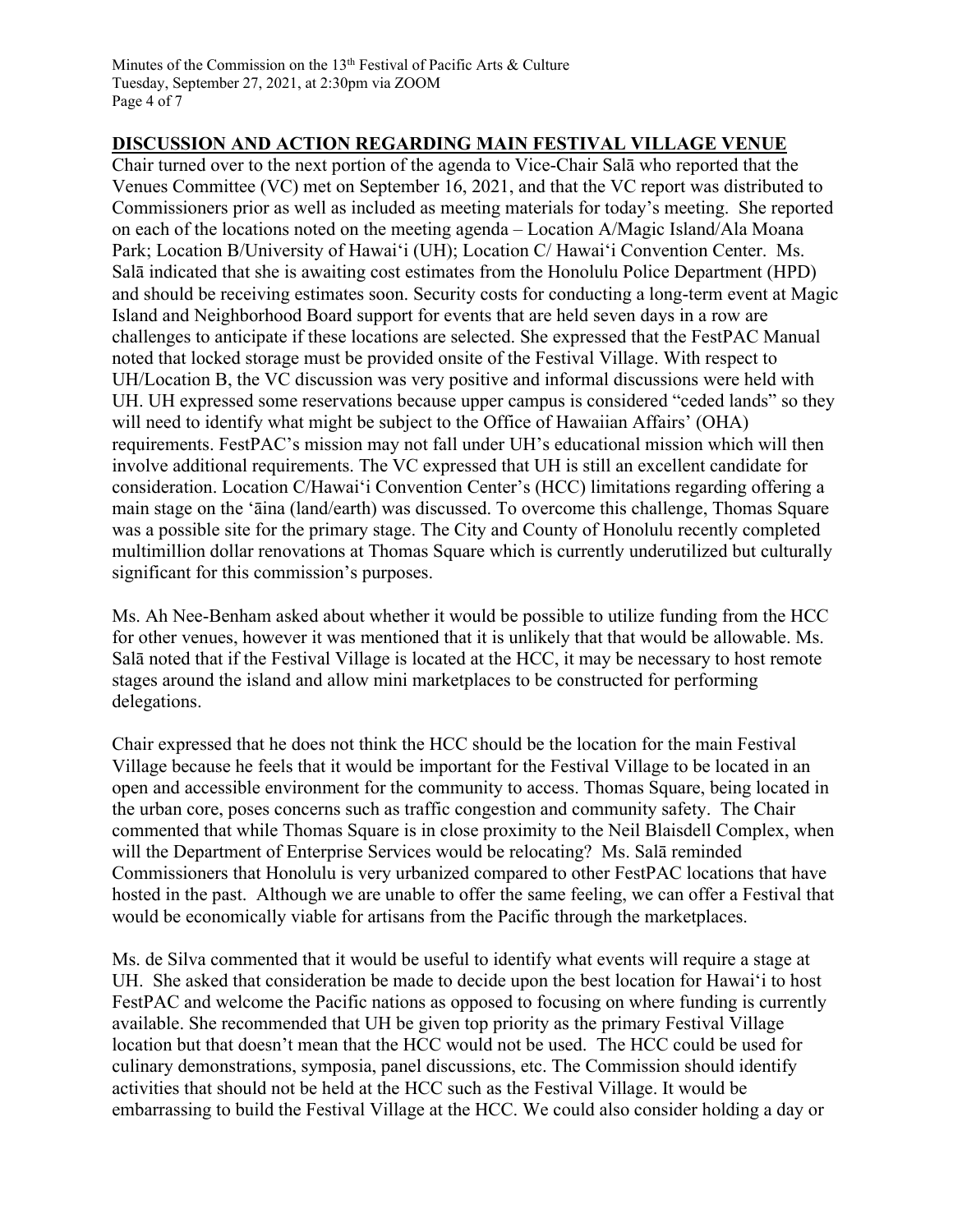## DISCUSSION AND ACTION REGARDING MAIN FESTIVAL VILLAGE VENUE

Chair turned over to the next portion of the agenda to Vice-Chair Salā who reported that the Venues Committee (VC) met on September 16, 2021, and that the VC report was distributed to Commissioners prior as well as included as meeting materials for today's meeting. She reported on each of the locations noted on the meeting agenda – Location A/Magic Island/Ala Moana Park; Location B/University of Hawaiʻi (UH); Location C/ Hawaiʻi Convention Center. Ms. Salā indicated that she is awaiting cost estimates from the Honolulu Police Department (HPD) and should be receiving estimates soon. Security costs for conducting a long-term event at Magic Island and Neighborhood Board support for events that are held seven days in a row are challenges to anticipate if these locations are selected. She expressed that the FestPAC Manual noted that locked storage must be provided onsite of the Festival Village. With respect to UH/Location B, the VC discussion was very positive and informal discussions were held with UH. UH expressed some reservations because upper campus is considered "ceded lands" so they will need to identify what might be subject to the Office of Hawaiian Affairs' (OHA) requirements. FestPAC's mission may not fall under UH's educational mission which will then involve additional requirements. The VC expressed that UH is still an excellent candidate for consideration. Location C/Hawaiʻi Convention Center's (HCC) limitations regarding offering a main stage on the ʻāina (land/earth) was discussed. To overcome this challenge, Thomas Square was a possible site for the primary stage. The City and County of Honolulu recently completed multimillion dollar renovations at Thomas Square which is currently underutilized but culturally significant for this commission's purposes.

Ms. Ah Nee-Benham asked about whether it would be possible to utilize funding from the HCC for other venues, however it was mentioned that it is unlikely that that would be allowable. Ms. Salā noted that if the Festival Village is located at the HCC, it may be necessary to host remote stages around the island and allow mini marketplaces to be constructed for performing delegations.

Chair expressed that he does not think the HCC should be the location for the main Festival Village because he feels that it would be important for the Festival Village to be located in an open and accessible environment for the community to access. Thomas Square, being located in the urban core, poses concerns such as traffic congestion and community safety. The Chair commented that while Thomas Square is in close proximity to the Neil Blaisdell Complex, when will the Department of Enterprise Services would be relocating? Ms. Salā reminded Commissioners that Honolulu is very urbanized compared to other FestPAC locations that have hosted in the past. Although we are unable to offer the same feeling, we can offer a Festival that would be economically viable for artisans from the Pacific through the marketplaces.

Ms. de Silva commented that it would be useful to identify what events will require a stage at UH. She asked that consideration be made to decide upon the best location for Hawaiʻi to host FestPAC and welcome the Pacific nations as opposed to focusing on where funding is currently available. She recommended that UH be given top priority as the primary Festival Village location but that doesn't mean that the HCC would not be used. The HCC could be used for culinary demonstrations, symposia, panel discussions, etc. The Commission should identify activities that should not be held at the HCC such as the Festival Village. It would be embarrassing to build the Festival Village at the HCC. We could also consider holding a day or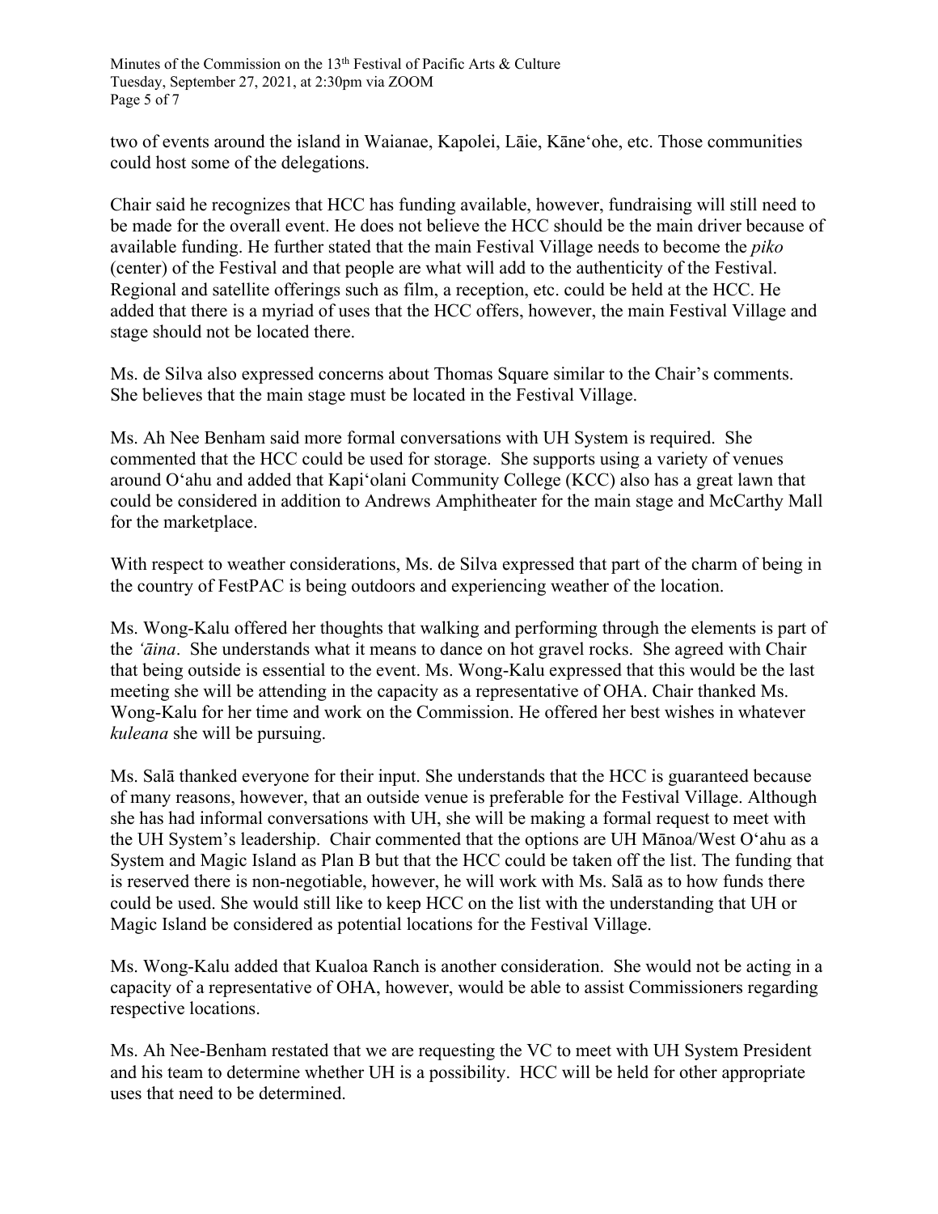two of events around the island in Waianae, Kapolei, Lāie, Kāneʻohe, etc. Those communities could host some of the delegations.

Chair said he recognizes that HCC has funding available, however, fundraising will still need to be made for the overall event. He does not believe the HCC should be the main driver because of available funding. He further stated that the main Festival Village needs to become the *piko* (center) of the Festival and that people are what will add to the authenticity of the Festival. Regional and satellite offerings such as film, a reception, etc. could be held at the HCC. He added that there is a myriad of uses that the HCC offers, however, the main Festival Village and stage should not be located there.

Ms. de Silva also expressed concerns about Thomas Square similar to the Chair's comments. She believes that the main stage must be located in the Festival Village.

Ms. Ah Nee Benham said more formal conversations with UH System is required. She commented that the HCC could be used for storage. She supports using a variety of venues around Oʻahu and added that Kapiʻolani Community College (KCC) also has a great lawn that could be considered in addition to Andrews Amphitheater for the main stage and McCarthy Mall for the marketplace.

With respect to weather considerations, Ms. de Silva expressed that part of the charm of being in the country of FestPAC is being outdoors and experiencing weather of the location.

Ms. Wong-Kalu offered her thoughts that walking and performing through the elements is part of the *ʻāina*. She understands what it means to dance on hot gravel rocks. She agreed with Chair that being outside is essential to the event. Ms. Wong-Kalu expressed that this would be the last meeting she will be attending in the capacity as a representative of OHA. Chair thanked Ms. Wong-Kalu for her time and work on the Commission. He offered her best wishes in whatever *kuleana* she will be pursuing.

Ms. Salā thanked everyone for their input. She understands that the HCC is guaranteed because of many reasons, however, that an outside venue is preferable for the Festival Village. Although she has had informal conversations with UH, she will be making a formal request to meet with the UH System's leadership. Chair commented that the options are UH Mānoa/West Oʻahu as a System and Magic Island as Plan B but that the HCC could be taken off the list. The funding that is reserved there is non-negotiable, however, he will work with Ms. Salā as to how funds there could be used. She would still like to keep HCC on the list with the understanding that UH or Magic Island be considered as potential locations for the Festival Village.

Ms. Wong-Kalu added that Kualoa Ranch is another consideration. She would not be acting in a capacity of a representative of OHA, however, would be able to assist Commissioners regarding respective locations.

Ms. Ah Nee-Benham restated that we are requesting the VC to meet with UH System President and his team to determine whether UH is a possibility. HCC will be held for other appropriate uses that need to be determined.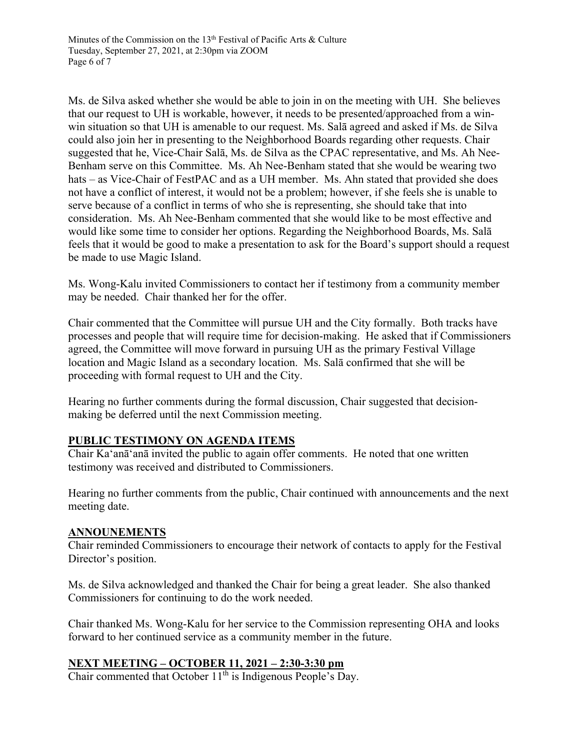Ms. de Silva asked whether she would be able to join in on the meeting with UH. She believes that our request to UH is workable, however, it needs to be presented/approached from a win-win situation so that UH is amenable to our request. Ms. Salā agreed and asked if Ms. de Silva could also join her in presenting to the Neighborhood Boards regarding other requests. Chair suggested that he, Vice-Chair Salā, Ms. de Silva as the CPAC representative, and Ms. Ah Nee-Benham serve on this Committee. Ms. Ah Nee-Benham stated that she would be wearing two hats – as Vice-Chair of FestPAC and as a UH member. Ms. Ahn stated that provided she does not have a conflict of interest, it would not be a problem; however, if she feels she is unable to serve because of a conflict in terms of who she is representing, she should take that into consideration. Ms. Ah Nee-Benham commented that she would like to be most effective and would like some time to consider her options. Regarding the Neighborhood Boards, Ms. Salā feels that it would be good to make a presentation to ask for the Board's support should a request be made to use Magic Island.

Ms. Wong-Kalu invited Commissioners to contact her if testimony from a community member may be needed. Chair thanked her for the offer.

Chair commented that the Committee will pursue UH and the City formally. Both tracks have processes and people that will require time for decision-making. He asked that if Commissioners agreed, the Committee will move forward in pursuing UH as the primary Festival Village location and Magic Island as a secondary location. Ms. Salā confirmed that she will be proceeding with formal request to UH and the City.

Hearing no further comments during the formal discussion, Chair suggested that decision-making be deferred until the next Commission meeting.

## PUBLIC TESTIMONY ON AGENDA ITEMS

Chair Ka'anā'anā invited the public to again offer comments. He noted that one written testimony was received and distributed to Commissioners.

Hearing no further comments from the public, Chair continued with announcements and the next meeting date.

## ANNOUNEMENTS

Chair reminded Commissioners to encourage their network of contacts to apply for the Festival Director's position.

Ms. de Silva acknowledged and thanked the Chair for being a great leader. She also thanked Commissioners for continuing to do the work needed.

Chair thanked Ms. Wong-Kalu for her service to the Commission representing OHA and looks forward to her continued service as a community member in the future.

## NEXT MEETING – OCTOBER 11, 2021 – 2:30-3:30 pm

Chair commented that October 11th is Indigenous People's Day.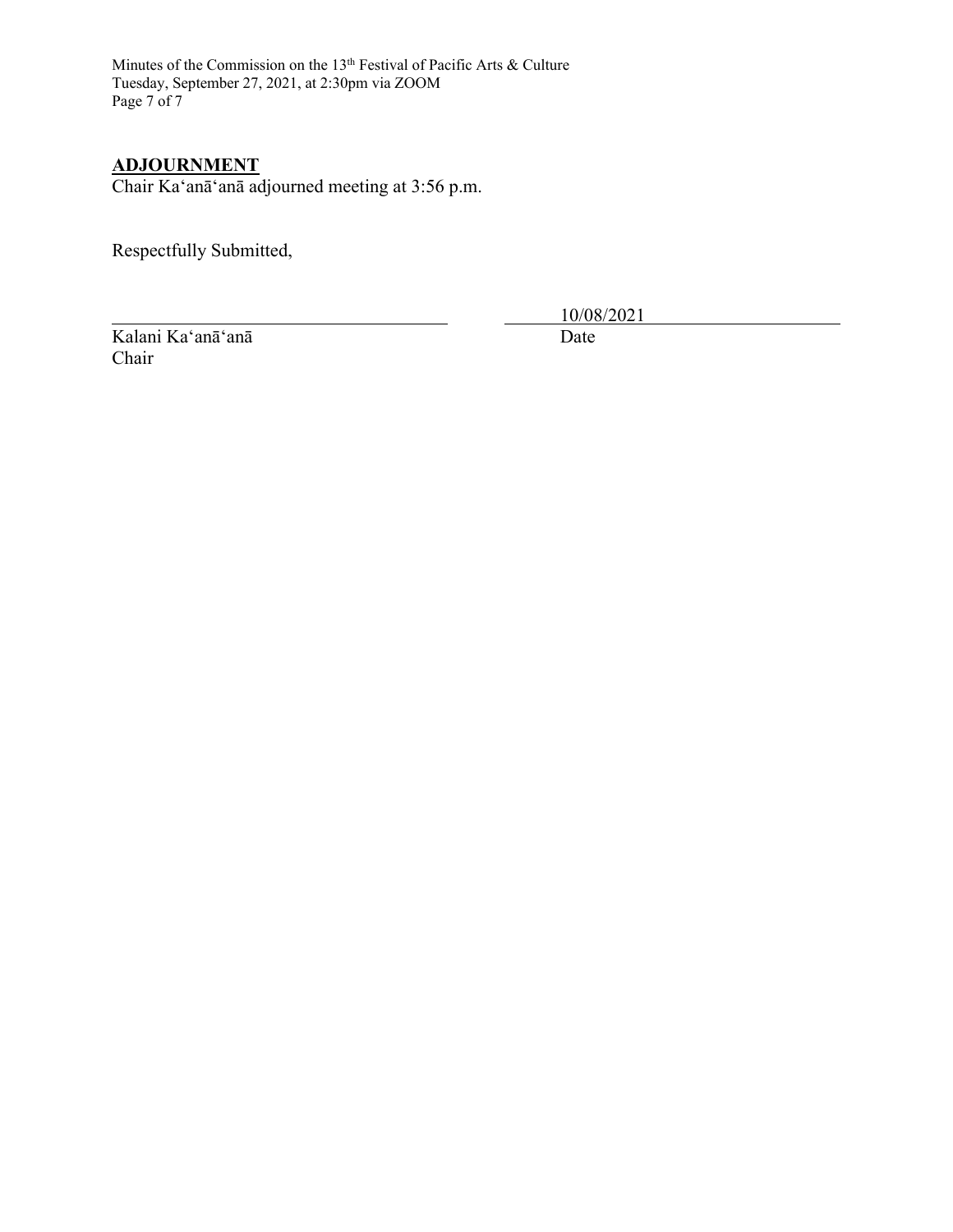## ADJOURNMENT

Chair Kaʻanāʻanā adjourned meeting at 3:56 p.m.

Respectfully Submitted,

| | |
|---|---|
| ______________________________ | 10/08/2021 |
| Kalani Kaʻanāʻanā<br>Chair | Date |